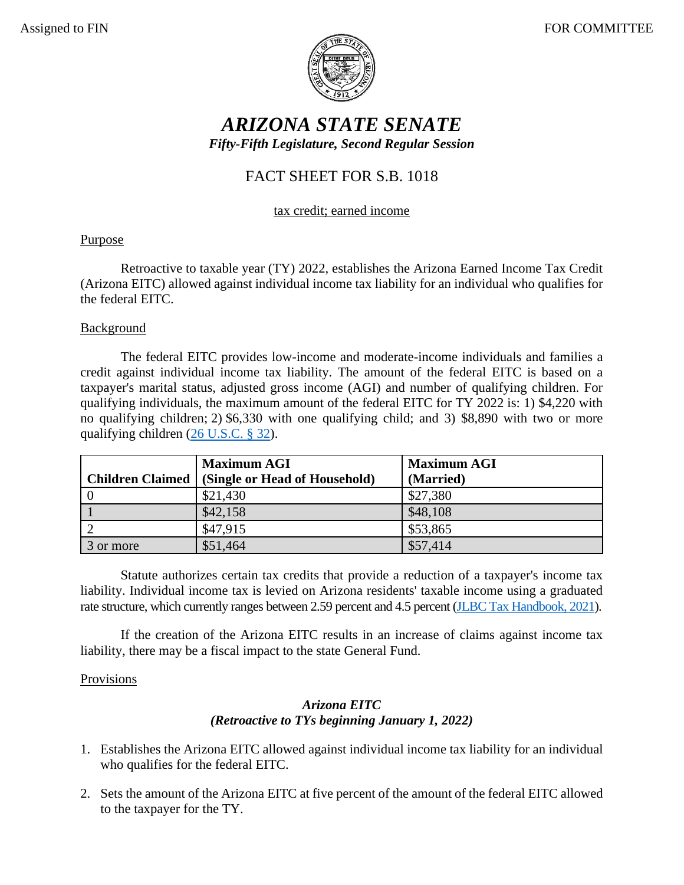Assigned to FIN FOR COMMITTEE

# ARIZONA STATE SENATE

***Fifty-Fifth Legislature, Second Regular Session***

## FACT SHEET FOR S.B. 1018

tax credit; earned income

### Purpose

Retroactive to taxable year (TY) 2022, establishes the Arizona Earned Income Tax Credit (Arizona EITC) allowed against individual income tax liability for an individual who qualifies for the federal EITC.

### Background

The federal EITC provides low-income and moderate-income individuals and families a credit against individual income tax liability. The amount of the federal EITC is based on a taxpayer's marital status, adjusted gross income (AGI) and number of qualifying children. For qualifying individuals, the maximum amount of the federal EITC for TY 2022 is: 1) $4,220 with no qualifying children; 2) $6,330 with one qualifying child; and 3) $8,890 with two or more qualifying children (26 U.S.C. § 32).

| Children Claimed | Maximum AGI (Single or Head of Household) | Maximum AGI (Married) |
|---|---|---|
| 0 | $21,430 | $27,380 |
| 1 | $42,158 | $48,108 |
| 2 | $47,915 | $53,865 |
| 3 or more | $51,464 | $57,414 |

Statute authorizes certain tax credits that provide a reduction of a taxpayer's income tax liability. Individual income tax is levied on Arizona residents' taxable income using a graduated rate structure, which currently ranges between 2.59 percent and 4.5 percent (JLBC Tax Handbook, 2021).

If the creation of the Arizona EITC results in an increase of claims against income tax liability, there may be a fiscal impact to the state General Fund.

### Provisions

***Arizona EITC***
***(Retroactive to TYs beginning January 1, 2022)***

1. Establishes the Arizona EITC allowed against individual income tax liability for an individual who qualifies for the federal EITC.

2. Sets the amount of the Arizona EITC at five percent of the amount of the federal EITC allowed to the taxpayer for the TY.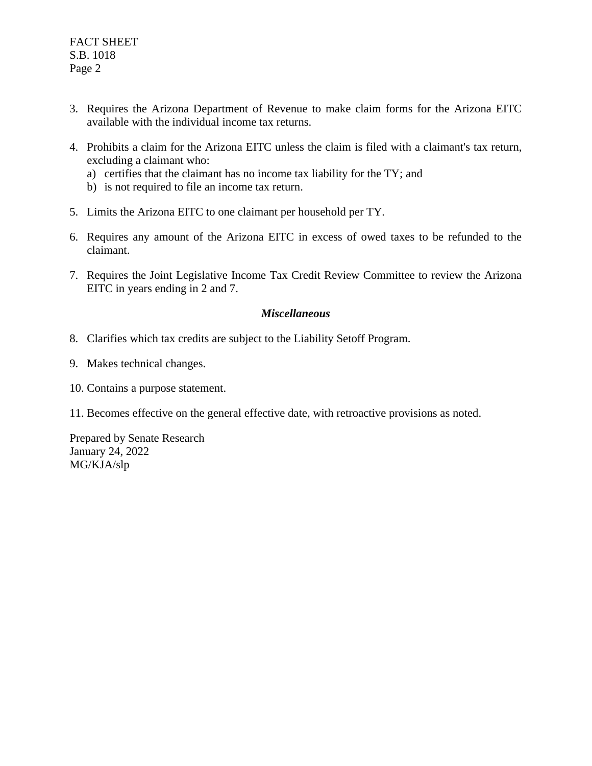3. Requires the Arizona Department of Revenue to make claim forms for the Arizona EITC available with the individual income tax returns.

4. Prohibits a claim for the Arizona EITC unless the claim is filed with a claimant's tax return, excluding a claimant who:
   a) certifies that the claimant has no income tax liability for the TY; and
   b) is not required to file an income tax return.

5. Limits the Arizona EITC to one claimant per household per TY.

6. Requires any amount of the Arizona EITC in excess of owed taxes to be refunded to the claimant.

7. Requires the Joint Legislative Income Tax Credit Review Committee to review the Arizona EITC in years ending in 2 and 7.

***Miscellaneous***

8. Clarifies which tax credits are subject to the Liability Setoff Program.

9. Makes technical changes.

10. Contains a purpose statement.

11. Becomes effective on the general effective date, with retroactive provisions as noted.

Prepared by Senate Research
January 24, 2022
MG/KJA/slp